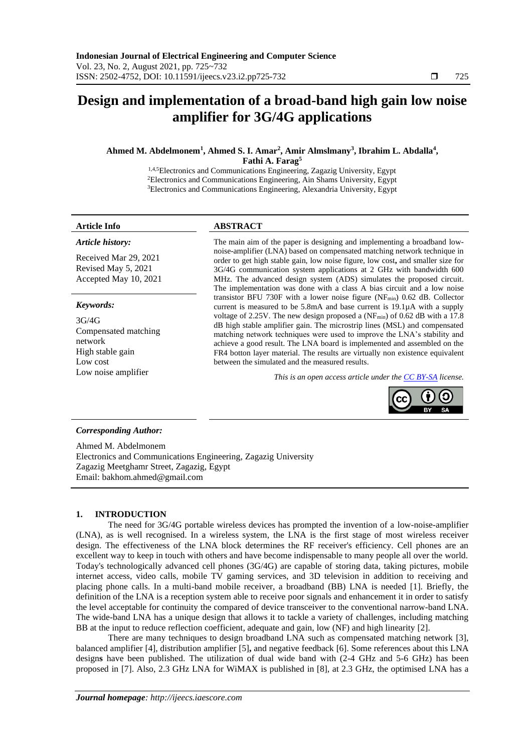# Design and implementation of a broad-band high gain low noise amplifier for 3G/4G applications

**Ahmed M. Abdelmonem[1], Ahmed S. I. Amar[2], Amir Almslmany[3], Ibrahim L. Abdalla[4], Fathi A. Farag[5]**

[1,4,5]Electronics and Communications Engineering, Zagazig University, Egypt
[2]Electronics and Communications Engineering, Ain Shams University, Egypt
[3]Electronics and Communications Engineering, Alexandria University, Egypt

**Article Info**

***Article history:***

Received Mar 29, 2021
Revised May 5, 2021
Accepted May 10, 2021

***Keywords:***

3G/4G
Compensated matching network
High stable gain
Low cost
Low noise amplifier

**ABSTRACT**

The main aim of the paper is designing and implementing a broadband low-noise-amplifier (LNA) based on compensated matching network technique in order to get high stable gain, low noise figure, low cost**,** and smaller size for 3G/4G communication system applications at 2 GHz with bandwidth 600 MHz. The advanced design system (ADS) simulates the proposed circuit. The implementation was done with a class A bias circuit and a low noise transistor BFU 730F with a lower noise figure ($NF_{min}$) 0.62 dB. Collector current is measured to be 5.8mA and base current is 19.1µA with a supply voltage of 2.25V. The new design proposed a ($NF_{min}$) of 0.62 dB with a 17.8 dB high stable amplifier gain. The microstrip lines (MSL) and compensated matching network techniques were used to improve the LNA's stability and achieve a good result. The LNA board is implemented and assembled on the FR4 botton layer material. The results are virtually non existence equivalent between the simulated and the measured results.

*This is an open access article under the CC BY-SA license.*

***Corresponding Author:***

Ahmed M. Abdelmonem
Electronics and Communications Engineering, Zagazig University
Zagazig Meetghamr Street, Zagazig, Egypt
Email: bakhom.ahmed@gmail.com

## 1. INTRODUCTION

The need for 3G/4G portable wireless devices has prompted the invention of a low-noise-amplifier (LNA), as is well recognised. In a wireless system, the LNA is the first stage of most wireless receiver design. The effectiveness of the LNA block determines the RF receiver's efficiency. Cell phones are an excellent way to keep in touch with others and have become indispensable to many people all over the world. Today's technologically advanced cell phones (3G/4G) are capable of storing data, taking pictures, mobile internet access, video calls, mobile TV gaming services, and 3D television in addition to receiving and placing phone calls. In a multi-band mobile receiver, a broadband (BB) LNA is needed [1]. Briefly, the definition of the LNA is a reception system able to receive poor signals and enhancement it in order to satisfy the level acceptable for continuity the compared of device transceiver to the conventional narrow-band LNA. The wide-band LNA has a unique design that allows it to tackle a variety of challenges, including matching BB at the input to reduce reflection coefficient, adequate and gain, low (NF) and high linearity [2].

There are many techniques to design broadband LNA such as compensated matching network [3], balanced amplifier [4], distribution amplifier [5]**,** and negative feedback [6]. Some references about this LNA design**s** have been published. The utilization of dual wide band with (2-4 GHz and 5-6 GHz) has been proposed in [7]. Also, 2.3 GHz LNA for WiMAX is published in [8], at 2.3 GHz, the optimised LNA has a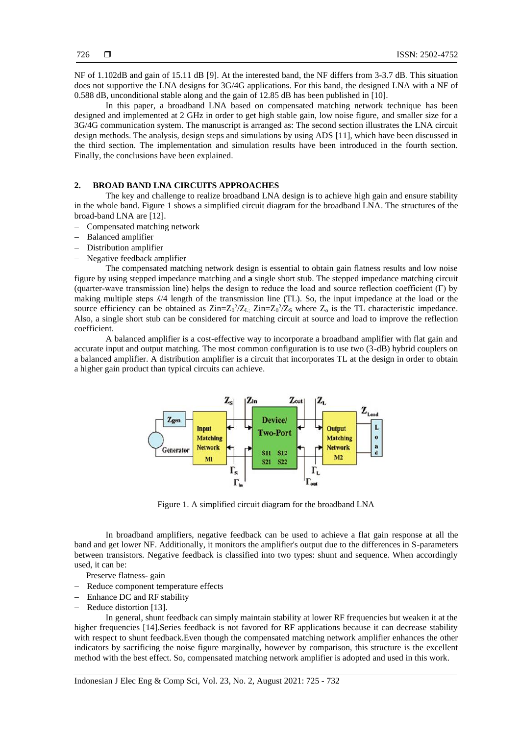NF of 1.102dB and gain of 15.11 dB [9]. At the interested band, the NF differs from 3-3.7 dB. This situation does not supportive the LNA designs for 3G/4G applications. For this band, the designed LNA with a NF of 0.588 dB, unconditional stable along and the gain of 12.85 dB has been published in [10].

In this paper, a broadband LNA based on compensated matching network technique has been designed and implemented at 2 GHz in order to get high stable gain, low noise figure, and smaller size for a 3G/4G communication system. The manuscript is arranged as: The second section illustrates the LNA circuit design methods. The analysis, design steps and simulations by using ADS [11], which have been discussed in the third section. The implementation and simulation results have been introduced in the fourth section. Finally, the conclusions have been explained.

## 2. BROAD BAND LNA CIRCUITS APPROACHES

The key and challenge to realize broadband LNA design is to achieve high gain and ensure stability in the whole band. Figure 1 shows a simplified circuit diagram for the broadband LNA. The structures of the broad-band LNA are [12].

- Compensated matching network
- Balanced amplifier
- Distribution amplifier
- Negative feedback amplifier

The compensated matching network design is essential to obtain gain flatness results and low noise figure by using stepped impedance matching and **a** single short stub. The stepped impedance matching circuit (quarter-wave transmission line) helps the design to reduce the load and source reflection coefficient (Γ) by making multiple steps $\lambda/4$ length of the transmission line (TL). So, the input impedance at the load or the source efficiency can be obtained as $Zin=Z_0^2/Z_L$; $Zin=Z_0^2/Z_S$ where $Z_o$ is the TL characteristic impedance. Also, a single short stub can be considered for matching circuit at source and load to improve the reflection coefficient.

A balanced amplifier is a cost-effective way to incorporate a broadband amplifier with flat gain and accurate input and output matching. The most common configuration is to use two (3-dB) hybrid couplers on a balanced amplifier. A distribution amplifier is a circuit that incorporates TL at the design in order to obtain a higher gain product than typical circuits can achieve.

Figure 1. A simplified circuit diagram for the broadband LNA

In broadband amplifiers, negative feedback can be used to achieve a flat gain response at all the band and get lower NF. Additionally, it monitors the amplifier's output due to the differences in S-parameters between transistors. Negative feedback is classified into two types: shunt and sequence. When accordingly used, it can be:

- Preserve flatness- gain
- Reduce component temperature effects
- Enhance DC and RF stability
- Reduce distortion [13].

In general, shunt feedback can simply maintain stability at lower RF frequencies but weaken it at the higher frequencies [14].Series feedback is not favored for RF applications because it can decrease stability with respect to shunt feedback.Even though the compensated matching network amplifier enhances the other indicators by sacrificing the noise figure marginally, however by comparison, this structure is the excellent method with the best effect. So, compensated matching network amplifier is adopted and used in this work.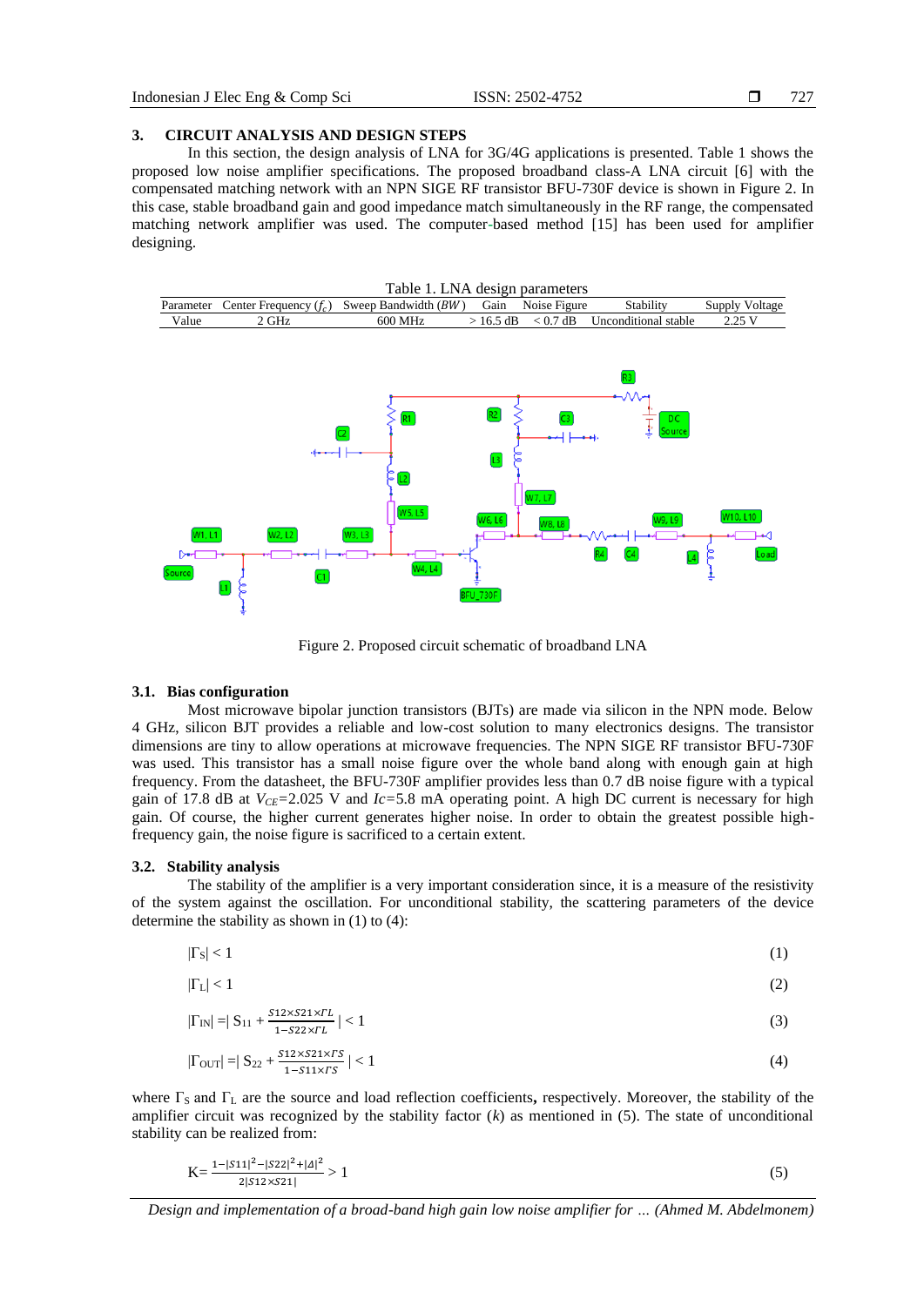## 3. CIRCUIT ANALYSIS AND DESIGN STEPS

In this section, the design analysis of LNA for 3G/4G applications is presented. Table 1 shows the proposed low noise amplifier specifications. The proposed broadband class-A LNA circuit [6] with the compensated matching network with an NPN SIGE RF transistor BFU-730F device is shown in Figure 2. In this case, stable broadband gain and good impedance match simultaneously in the RF range, the compensated matching network amplifier was used. The computer-based method [15] has been used for amplifier designing.

Table 1. LNA design parameters

| Parameter | Center Frequency ($f_c$) | Sweep Bandwidth ($BW$) | Gain | Noise Figure | Stability | Supply Voltage |
|---|---|---|---|---|---|---|
| Value | 2 GHz | 600 MHz | > 16.5 dB | < 0.7 dB | Unconditional stable | 2.25 V |

Figure 2. Proposed circuit schematic of broadband LNA

### 3.1. Bias configuration

Most microwave bipolar junction transistors (BJTs) are made via silicon in the NPN mode. Below 4 GHz, silicon BJT provides a reliable and low-cost solution to many electronics designs. The transistor dimensions are tiny to allow operations at microwave frequencies. The NPN SIGE RF transistor BFU-730F was used. This transistor has a small noise figure over the whole band along with enough gain at high frequency. From the datasheet, the BFU-730F amplifier provides less than 0.7 dB noise figure with a typical gain of 17.8 dB at $V_{CE}$=2.025 V and $Ic$=5.8 mA operating point. A high DC current is necessary for high gain. Of course, the higher current generates higher noise. In order to obtain the greatest possible high-frequency gain, the noise figure is sacrificed to a certain extent.

### 3.2. Stability analysis

The stability of the amplifier is a very important consideration since, it is a measure of the resistivity of the system against the oscillation. For unconditional stability, the scattering parameters of the device determine the stability as shown in (1) to (4):

$$|\Gamma_S| < 1 \tag{1}$$

$$|\Gamma_L| < 1 \tag{2}$$

$$|\Gamma_{IN}| = \left| S_{11} + \frac{S12 \times S21 \times \Gamma L}{1 - S22 \times \Gamma L} \right| < 1 \tag{3}$$

$$|\Gamma_{OUT}| = \left| S_{22} + \frac{S12 \times S21 \times \Gamma S}{1 - S11 \times \Gamma S} \right| < 1 \tag{4}$$

where $\Gamma_S$ and $\Gamma_L$ are the source and load reflection coefficients**,** respectively. Moreover, the stability of the amplifier circuit was recognized by the stability factor ($k$) as mentioned in (5). The state of unconditional stability can be realized from:

$$K = \frac{1 - |S11|^2 - |S22|^2 + |\Delta|^2}{2|S12 \times S21|} > 1 \tag{5}$$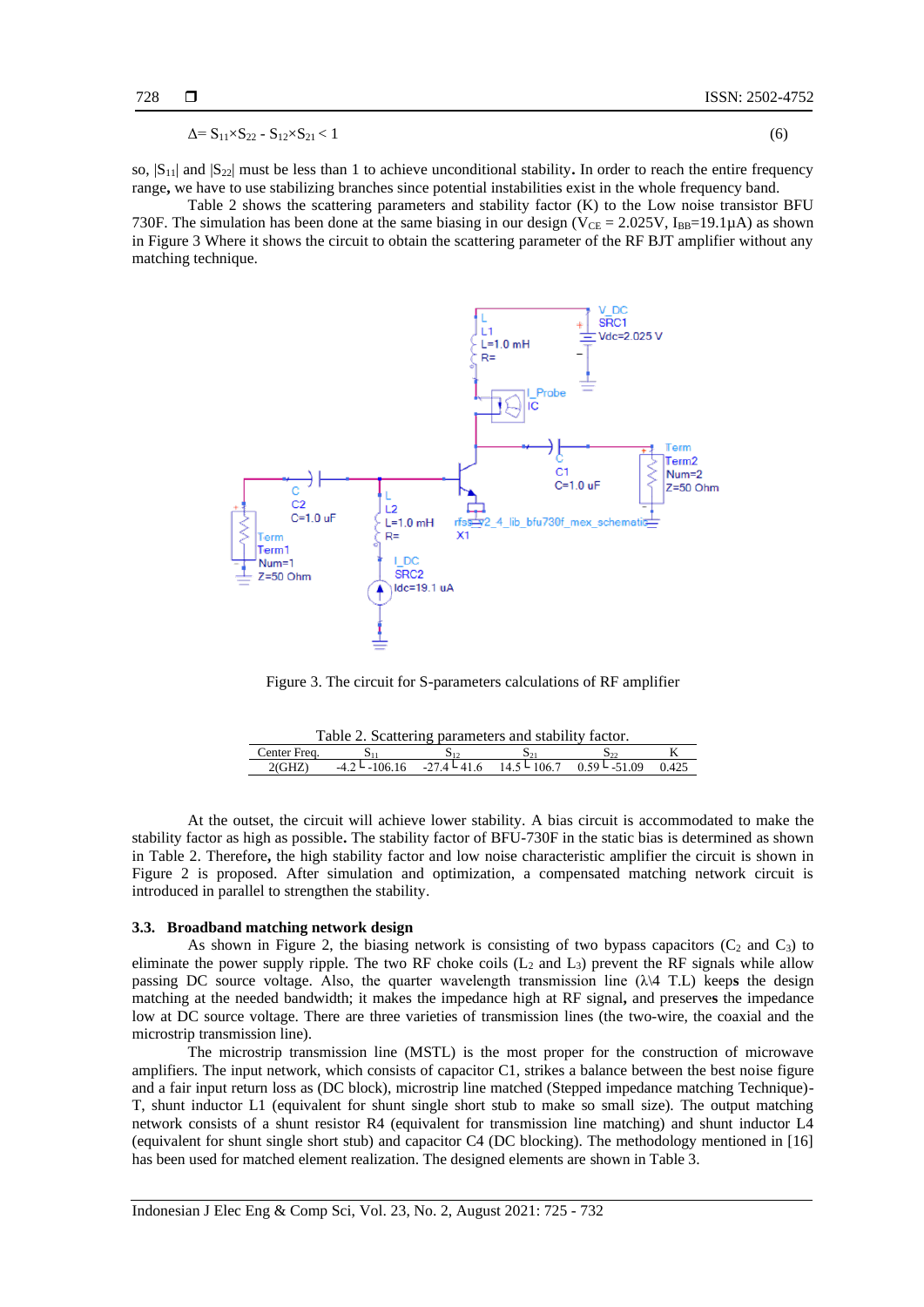$$\Delta = S_{11}\times S_{22} - S_{12}\times S_{21} < 1 \quad (6)$$

so, $|S_{11}|$ and $|S_{22}|$ must be less than 1 to achieve unconditional stability**.** In order to reach the entire frequency range**,** we have to use stabilizing branches since potential instabilities exist in the whole frequency band.

Table 2 shows the scattering parameters and stability factor (K) to the Low noise transistor BFU 730F. The simulation has been done at the same biasing in our design ($V_{CE}$ = 2.025V, $I_{BB}$=19.1µA) as shown in Figure 3 Where it shows the circuit to obtain the scattering parameter of the RF BJT amplifier without any matching technique.

Figure 3. The circuit for S-parameters calculations of RF amplifier

Table 2. Scattering parameters and stability factor.

| Center Freq. | $S_{11}$ | $S_{12}$ | $S_{21}$ | $S_{22}$ | K |
|---|---|---|---|---|---|
| 2(GHZ) | -4.2 $\angle$ -106.16 | -27.4 $\angle$ 41.6 | 14.5 $\angle$ 106.7 | 0.59 $\angle$ -51.09 | 0.425 |

At the outset, the circuit will achieve lower stability. A bias circuit is accommodated to make the stability factor as high as possible**.** The stability factor of BFU-730F in the static bias is determined as shown in Table 2. Therefore**,** the high stability factor and low noise characteristic amplifier the circuit is shown in Figure 2 is proposed. After simulation and optimization, a compensated matching network circuit is introduced in parallel to strengthen the stability.

### 3.3. Broadband matching network design

As shown in Figure 2, the biasing network is consisting of two bypass capacitors ($C_2$ and $C_3$) to eliminate the power supply ripple. The two RF choke coils ($L_2$ and $L_3$) prevent the RF signals while allow passing DC source voltage. Also, the quarter wavelength transmission line (λ\4 T.L) keep**s** the design matching at the needed bandwidth; it makes the impedance high at RF signal**,** and preserve**s** the impedance low at DC source voltage. There are three varieties of transmission lines (the two-wire, the coaxial and the microstrip transmission line).

The microstrip transmission line (MSTL) is the most proper for the construction of microwave amplifiers. The input network, which consists of capacitor C1, strikes a balance between the best noise figure and a fair input return loss as (DC block), microstrip line matched (Stepped impedance matching Technique)-T, shunt inductor L1 (equivalent for shunt single short stub to make so small size). The output matching network consists of a shunt resistor R4 (equivalent for transmission line matching) and shunt inductor L4 (equivalent for shunt single short stub) and capacitor C4 (DC blocking). The methodology mentioned in [16] has been used for matched element realization. The designed elements are shown in Table 3.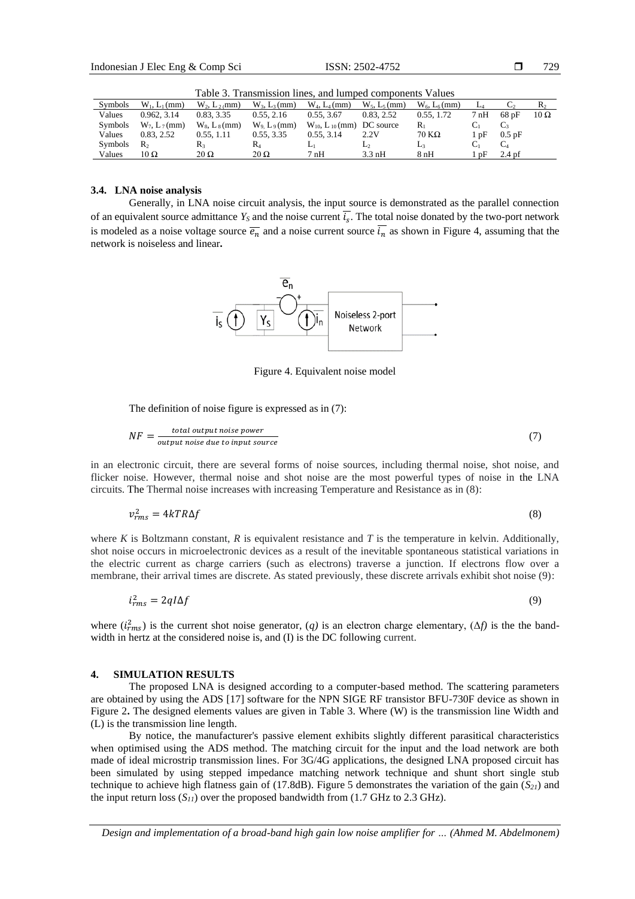Table 3. Transmission lines, and lumped components Values

| Symbols | $W_1, L_1$ (mm) | $W_2, L_2$ (mm) | $W_3, L_3$ (mm) | $W_4, L_4$ (mm) | $W_5, L_5$ (mm) | $W_6, L_6$ (mm) | $L_4$ | $C_2$ | $R_2$ |
|---|---|---|---|---|---|---|---|---|---|
| Values | 0.962, 3.14 | 0.83, 3.35 | 0.55, 2.16 | 0.55, 3.67 | 0.83, 2.52 | 0.55, 1.72 | 7 nH | 68 pF | 10 Ω |
| Symbols | $W_7, L_7$ (mm) | $W_8, L_8$ (mm) | $W_9, L_9$ (mm) | $W_{10}, L_{10}$ (mm) | DC source | $R_1$ | $C_1$ | $C_3$ | |
| Values | 0.83, 2.52 | 0.55, 1.11 | 0.55, 3.35 | 0.55, 3.14 | 2.2V | 70 KΩ | 1 pF | 0.5 pF | |
| Symbols | $R_2$ | $R_3$ | $R_4$ | $L_1$ | $L_2$ | $L_3$ | $C_1$ | $C_4$ | |
| Values | 10 Ω | 20 Ω | 20 Ω | 7 nH | 3.3 nH | 8 nH | 1 pF | 2.4 pf | |

### 3.4. LNA noise analysis

Generally, in LNA noise circuit analysis, the input source is demonstrated as the parallel connection of an equivalent source admittance $Y_S$ and the noise current $\overline{i_s}$. The total noise donated by the two-port network is modeled as a noise voltage source $\overline{e_n}$ and a noise current source $\overline{i_n}$ as shown in Figure 4, assuming that the network is noiseless and linear**.**

Figure 4. Equivalent noise model

The definition of noise figure is expressed as in (7):

$$NF = \frac{total\ output\ noise\ power}{output\ noise\ due\ to\ input\ source} \tag{7}$$

in an electronic circuit, there are several forms of noise sources, including thermal noise, shot noise, and flicker noise. However, thermal noise and shot noise are the most powerful types of noise in the LNA circuits. The Thermal noise increases with increasing Temperature and Resistance as in (8):

$$v_{rms}^2 = 4kTR\Delta f \tag{8}$$

where *K* is Boltzmann constant, *R* is equivalent resistance and *T* is the temperature in kelvin. Additionally, shot noise occurs in microelectronic devices as a result of the inevitable spontaneous statistical variations in the electric current as charge carriers (such as electrons) traverse a junction. If electrons flow over a membrane, their arrival times are discrete. As stated previously, these discrete arrivals exhibit shot noise (9):

$$i_{rms}^2 = 2qI\Delta f \tag{9}$$

where ($i_{rms}^2$) is the current shot noise generator, (*q*) is an electron charge elementary, ($\Delta f$) is the the band-width in hertz at the considered noise is, and (I) is the DC following current.

## 4. SIMULATION RESULTS

The proposed LNA is designed according to a computer-based method. The scattering parameters are obtained by using the ADS [17] software for the NPN SIGE RF transistor BFU-730F device as shown in Figure 2**.** The designed elements values are given in Table 3. Where (W) is the transmission line Width and (L) is the transmission line length.

By notice, the manufacturer's passive element exhibits slightly different parasitical characteristics when optimised using the ADS method. The matching circuit for the input and the load network are both made of ideal microstrip transmission lines. For 3G/4G applications, the designed LNA proposed circuit has been simulated by using stepped impedance matching network technique and shunt short single stub technique to achieve high flatness gain of (17.8dB). Figure 5 demonstrates the variation of the gain ($S_{21}$) and the input return loss ($S_{11}$) over the proposed bandwidth from (1.7 GHz to 2.3 GHz).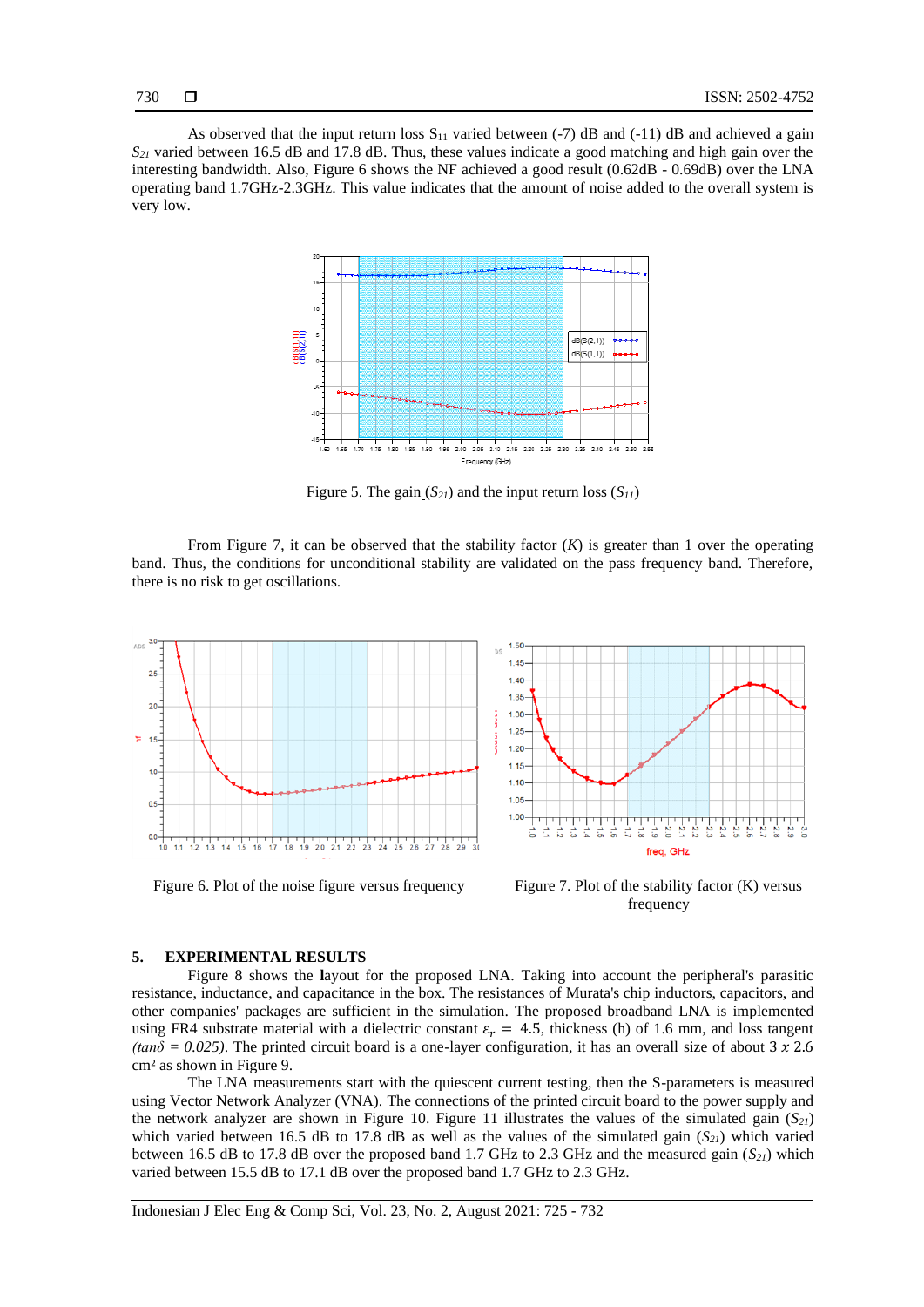As observed that the input return loss $S_{11}$ varied between (-7) dB and (-11) dB and achieved a gain $S_{21}$ varied between 16.5 dB and 17.8 dB. Thus, these values indicate a good matching and high gain over the interesting bandwidth. Also, Figure 6 shows the NF achieved a good result (0.62dB - 0.69dB) over the LNA operating band 1.7GHz-2.3GHz. This value indicates that the amount of noise added to the overall system is very low.

Figure 5. The gain ($S_{21}$) and the input return loss ($S_{11}$)

From Figure 7, it can be observed that the stability factor ($K$) is greater than 1 over the operating band. Thus, the conditions for unconditional stability are validated on the pass frequency band. Therefore, there is no risk to get oscillations.

Figure 6. Plot of the noise figure versus frequency

Figure 7. Plot of the stability factor (K) versus frequency

## 5. EXPERIMENTAL RESULTS

Figure 8 shows the layout for the proposed LNA. Taking into account the peripheral's parasitic resistance, inductance, and capacitance in the box. The resistances of Murata's chip inductors, capacitors, and other companies' packages are sufficient in the simulation. The proposed broadband LNA is implemented using FR4 substrate material with a dielectric constant $\varepsilon_r = 4.5$, thickness (h) of 1.6 mm, and loss tangent *(tanδ = 0.025)*. The printed circuit board is a one-layer configuration, it has an overall size of about 3 *x* 2.6 cm² as shown in Figure 9.

The LNA measurements start with the quiescent current testing, then the S-parameters is measured using Vector Network Analyzer (VNA). The connections of the printed circuit board to the power supply and the network analyzer are shown in Figure 10. Figure 11 illustrates the values of the simulated gain ($S_{21}$) which varied between 16.5 dB to 17.8 dB as well as the values of the simulated gain ($S_{21}$) which varied between 16.5 dB to 17.8 dB over the proposed band 1.7 GHz to 2.3 GHz and the measured gain ($S_{21}$) which varied between 15.5 dB to 17.1 dB over the proposed band 1.7 GHz to 2.3 GHz.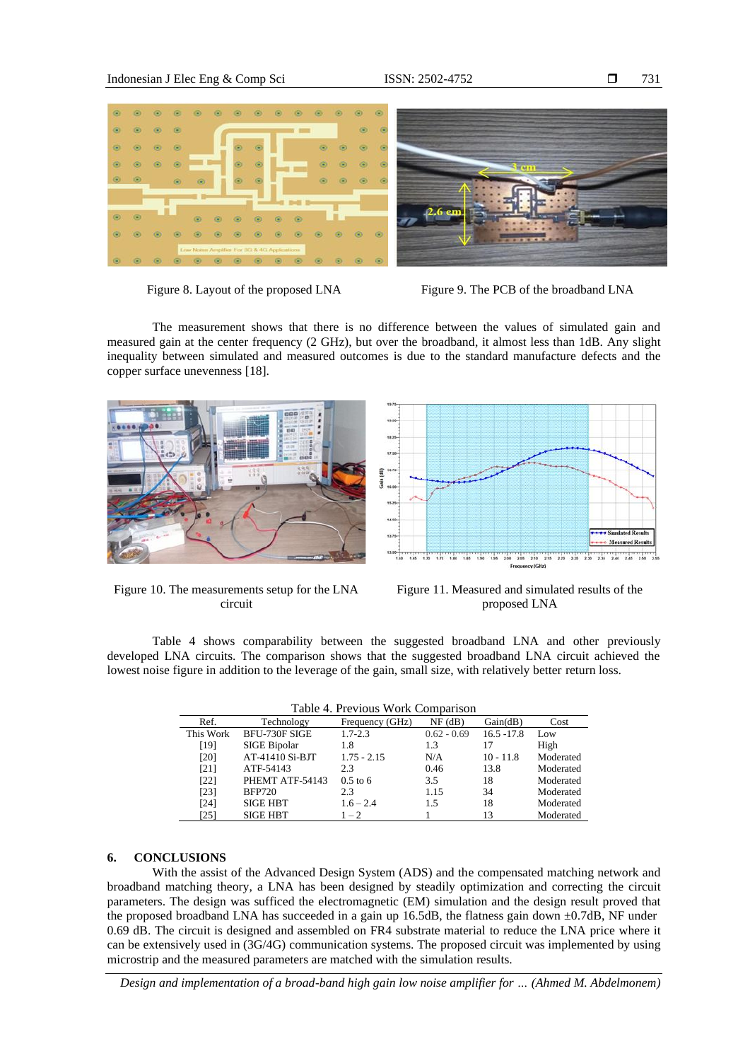Figure 8. Layout of the proposed LNA

Figure 9. The PCB of the broadband LNA

The measurement shows that there is no difference between the values of simulated gain and measured gain at the center frequency (2 GHz), but over the broadband, it almost less than 1dB. Any slight inequality between simulated and measured outcomes is due to the standard manufacture defects and the copper surface unevenness [18].

Figure 10. The measurements setup for the LNA circuit

Figure 11. Measured and simulated results of the proposed LNA

Table 4 shows comparability between the suggested broadband LNA and other previously developed LNA circuits. The comparison shows that the suggested broadband LNA circuit achieved the lowest noise figure in addition to the leverage of the gain, small size, with relatively better return loss.

Table 4. Previous Work Comparison

| Ref. | Technology | Frequency (GHz) | NF (dB) | Gain(dB) | Cost |
|---|---|---|---|---|---|
| This Work | BFU-730F SIGE | 1.7-2.3 | 0.62 - 0.69 | 16.5 -17.8 | Low |
| [19] | SIGE Bipolar | 1.8 | 1.3 | 17 | High |
| [20] | AT-41410 Si-BJT | 1.75 - 2.15 | N/A | 10 - 11.8 | Moderated |
| [21] | ATF-54143 | 2.3 | 0.46 | 13.8 | Moderated |
| [22] | PHEMT ATF-54143 | 0.5 to 6 | 3.5 | 18 | Moderated |
| [23] | BFP720 | 2.3 | 1.15 | 34 | Moderated |
| [24] | SIGE HBT | 1.6 – 2.4 | 1.5 | 18 | Moderated |
| [25] | SIGE HBT | 1 – 2 | 1 | 13 | Moderated |

## 6. CONCLUSIONS

With the assist of the Advanced Design System (ADS) and the compensated matching network and broadband matching theory, a LNA has been designed by steadily optimization and correcting the circuit parameters. The design was sufficed the electromagnetic (EM) simulation and the design result proved that the proposed broadband LNA has succeeded in a gain up 16.5dB, the flatness gain down ±0.7dB, NF under 0.69 dB. The circuit is designed and assembled on FR4 substrate material to reduce the LNA price where it can be extensively used in (3G/4G) communication systems. The proposed circuit was implemented by using microstrip and the measured parameters are matched with the simulation results.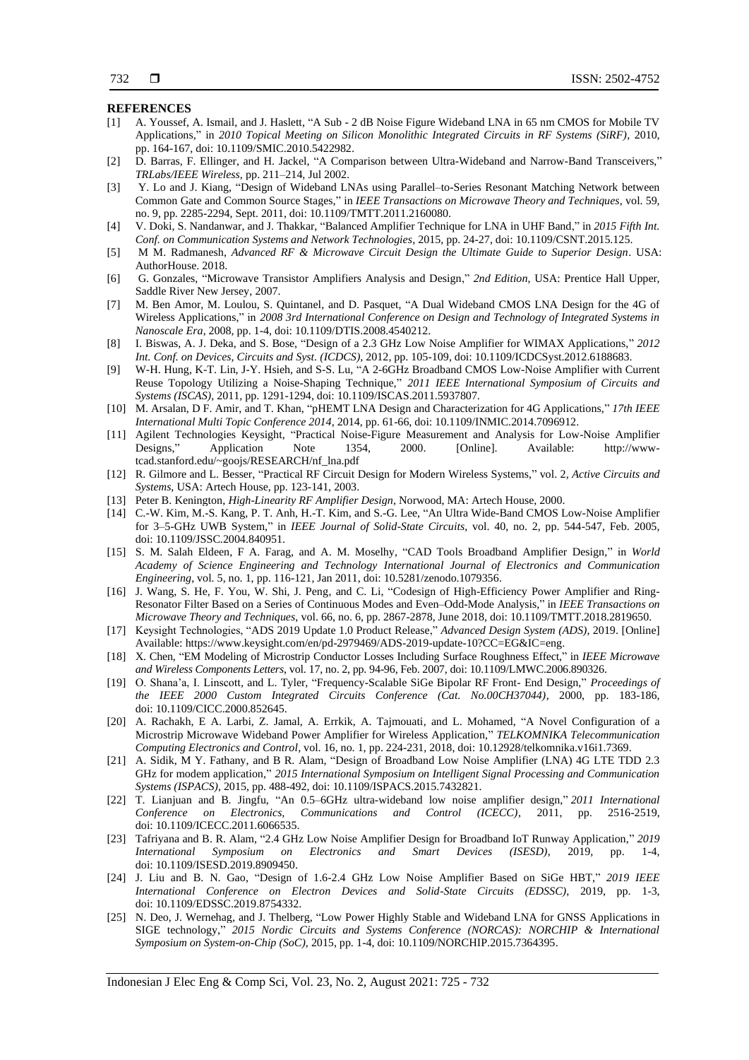## REFERENCES

[1] A. Youssef, A. Ismail, and J. Haslett, "A Sub - 2 dB Noise Figure Wideband LNA in 65 nm CMOS for Mobile TV Applications," in *2010 Topical Meeting on Silicon Monolithic Integrated Circuits in RF Systems (SiRF)*, 2010, pp. 164-167, doi: 10.1109/SMIC.2010.5422982.

[2] D. Barras, F. Ellinger, and H. Jackel, "A Comparison between Ultra-Wideband and Narrow-Band Transceivers," *TRLabs/IEEE Wireless*, pp. 211–214, Jul 2002.

[3] Y. Lo and J. Kiang, "Design of Wideband LNAs using Parallel–to-Series Resonant Matching Network between Common Gate and Common Source Stages," in *IEEE Transactions on Microwave Theory and Techniques*, vol. 59, no. 9, pp. 2285-2294, Sept. 2011, doi: 10.1109/TMTT.2011.2160080.

[4] V. Doki, S. Nandanwar, and J. Thakkar, "Balanced Amplifier Technique for LNA in UHF Band," in *2015 Fifth Int. Conf. on Communication Systems and Network Technologies*, 2015, pp. 24-27, doi: 10.1109/CSNT.2015.125.

[5] M M. Radmanesh, *Advanced RF & Microwave Circuit Design the Ultimate Guide to Superior Design*. USA: AuthorHouse. 2018.

[6] G. Gonzales, "Microwave Transistor Amplifiers Analysis and Design," *2nd Edition*, USA: Prentice Hall Upper, Saddle River New Jersey, 2007.

[7] M. Ben Amor, M. Loulou, S. Quintanel, and D. Pasquet, "A Dual Wideband CMOS LNA Design for the 4G of Wireless Applications," in *2008 3rd International Conference on Design and Technology of Integrated Systems in Nanoscale Era*, 2008, pp. 1-4, doi: 10.1109/DTIS.2008.4540212.

[8] I. Biswas, A. J. Deka, and S. Bose, "Design of a 2.3 GHz Low Noise Amplifier for WIMAX Applications," *2012 Int. Conf. on Devices, Circuits and Syst. (ICDCS)*, 2012, pp. 105-109, doi: 10.1109/ICDCSyst.2012.6188683.

[9] W-H. Hung, K-T. Lin, J-Y. Hsieh, and S-S. Lu, "A 2-6GHz Broadband CMOS Low-Noise Amplifier with Current Reuse Topology Utilizing a Noise-Shaping Technique," *2011 IEEE International Symposium of Circuits and Systems (ISCAS)*, 2011, pp. 1291-1294, doi: 10.1109/ISCAS.2011.5937807.

[10] M. Arsalan, D F. Amir, and T. Khan, "pHEMT LNA Design and Characterization for 4G Applications," *17th IEEE International Multi Topic Conference 2014*, 2014, pp. 61-66, doi: 10.1109/INMIC.2014.7096912.

[11] Agilent Technologies Keysight, "Practical Noise-Figure Measurement and Analysis for Low-Noise Amplifier Designs," Application Note 1354, 2000. [Online]. Available: http://www-tcad.stanford.edu/~goojs/RESEARCH/nf_lna.pdf

[12] R. Gilmore and L. Besser, "Practical RF Circuit Design for Modern Wireless Systems," vol. 2, *Active Circuits and Systems*, USA: Artech House, pp. 123-141, 2003.

[13] Peter B. Kenington, *High-Linearity RF Amplifier Design*, Norwood, MA: Artech House, 2000.

[14] C.-W. Kim, M.-S. Kang, P. T. Anh, H.-T. Kim, and S.-G. Lee, "An Ultra Wide-Band CMOS Low-Noise Amplifier for 3–5-GHz UWB System," in *IEEE Journal of Solid-State Circuits*, vol. 40, no. 2, pp. 544-547, Feb. 2005, doi: 10.1109/JSSC.2004.840951.

[15] S. M. Salah Eldeen, F A. Farag, and A. M. Moselhy, "CAD Tools Broadband Amplifier Design," in *World Academy of Science Engineering and Technology International Journal of Electronics and Communication Engineering*, vol. 5, no. 1, pp. 116-121, Jan 2011, doi: 10.5281/zenodo.1079356.

[16] J. Wang, S. He, F. You, W. Shi, J. Peng, and C. Li, "Codesign of High-Efficiency Power Amplifier and Ring-Resonator Filter Based on a Series of Continuous Modes and Even–Odd-Mode Analysis," in *IEEE Transactions on Microwave Theory and Techniques*, vol. 66, no. 6, pp. 2867-2878, June 2018, doi: 10.1109/TMTT.2018.2819650.

[17] Keysight Technologies, "ADS 2019 Update 1.0 Product Release," *Advanced Design System (ADS)*, 2019. [Online] Available: https://www.keysight.com/en/pd-2979469/ADS-2019-update-10?CC=EG&IC=eng.

[18] X. Chen, "EM Modeling of Microstrip Conductor Losses Including Surface Roughness Effect," in *IEEE Microwave and Wireless Components Letters*, vol. 17, no. 2, pp. 94-96, Feb. 2007, doi: 10.1109/LMWC.2006.890326.

[19] O. Shana'a, I. Linscott, and L. Tyler, "Frequency-Scalable SiGe Bipolar RF Front- End Design," *Proceedings of the IEEE 2000 Custom Integrated Circuits Conference (Cat. No.00CH37044)*, 2000, pp. 183-186, doi: 10.1109/CICC.2000.852645.

[20] A. Rachakh, E A. Larbi, Z. Jamal, A. Errkik, A. Tajmouati, and L. Mohamed, "A Novel Configuration of a Microstrip Microwave Wideband Power Amplifier for Wireless Application," *TELKOMNIKA Telecommunication Computing Electronics and Control*, vol. 16, no. 1, pp. 224-231, 2018, doi: 10.12928/telkomnika.v16i1.7369.

[21] A. Sidik, M Y. Fathany, and B R. Alam, "Design of Broadband Low Noise Amplifier (LNA) 4G LTE TDD 2.3 GHz for modem application," *2015 International Symposium on Intelligent Signal Processing and Communication Systems (ISPACS)*, 2015, pp. 488-492, doi: 10.1109/ISPACS.2015.7432821.

[22] T. Lianjuan and B. Jingfu, "An 0.5–6GHz ultra-wideband low noise amplifier design," *2011 International Conference on Electronics, Communications and Control (ICECC)*, 2011, pp. 2516-2519, doi: 10.1109/ICECC.2011.6066535.

[23] Tafriyana and B. R. Alam, "2.4 GHz Low Noise Amplifier Design for Broadband IoT Runway Application," *2019 International Symposium on Electronics and Smart Devices (ISESD)*, 2019, pp. 1-4, doi: 10.1109/ISESD.2019.8909450.

[24] J. Liu and B. N. Gao, "Design of 1.6-2.4 GHz Low Noise Amplifier Based on SiGe HBT," *2019 IEEE International Conference on Electron Devices and Solid-State Circuits (EDSSC)*, 2019, pp. 1-3, doi: 10.1109/EDSSC.2019.8754332.

[25] N. Deo, J. Wernehag, and J. Thelberg, "Low Power Highly Stable and Wideband LNA for GNSS Applications in SIGE technology," *2015 Nordic Circuits and Systems Conference (NORCAS): NORCHIP & International Symposium on System-on-Chip (SoC)*, 2015, pp. 1-4, doi: 10.1109/NORCHIP.2015.7364395.